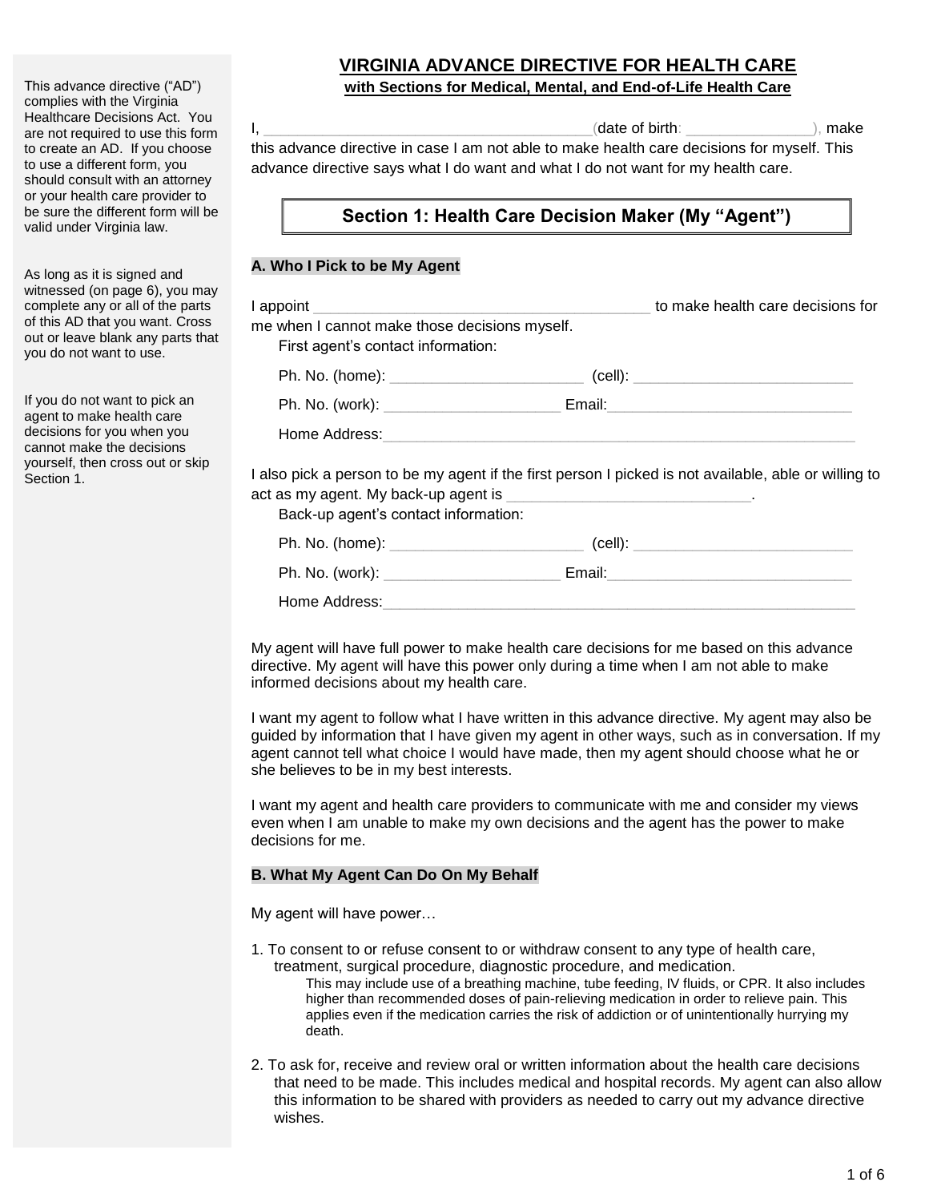This advance directive ("AD") complies with the Virginia Healthcare Decisions Act. You are not required to use this form to create an AD. If you choose to use a different form, you should consult with an attorney or your health care provider to be sure the different form will be valid under Virginia law.

As long as it is signed and witnessed (on page 6), you may complete any or all of the parts of this AD that you want. Cross out or leave blank any parts that you do not want to use.

If you do not want to pick an agent to make health care decisions for you when you cannot make the decisions yourself, then cross out or skip Section 1.

# VIRGINIA ADVANCE DIRECTIVE FOR HEALTH CARE

**with Sections for Medical, Mental, and End-of-Life Health Care**

I, ______________________________________(date of birth: _______________), make this advance directive in case I am not able to make health care decisions for myself. This advance directive says what I do want and what I do not want for my health care.

## Section 1: Health Care Decision Maker (My "Agent")

### A. Who I Pick to be My Agent

I appoint ________________________________________ to make health care decisions for me when I cannot make those decisions myself.

First agent's contact information:

Ph. No. (home): ______________________ (cell): _________________________

Ph. No. (work): ____________________ Email:_____________________________

Home Address:_________________________________________________________

I also pick a person to be my agent if the first person I picked is not available, able or willing to act as my agent. My back-up agent is _____________________________.

Back-up agent's contact information:

Ph. No. (home): ______________________ (cell): _________________________

Ph. No. (work): ____________________ Email:_____________________________

Home Address:_________________________________________________________

My agent will have full power to make health care decisions for me based on this advance directive. My agent will have this power only during a time when I am not able to make informed decisions about my health care.

I want my agent to follow what I have written in this advance directive. My agent may also be guided by information that I have given my agent in other ways, such as in conversation. If my agent cannot tell what choice I would have made, then my agent should choose what he or she believes to be in my best interests.

I want my agent and health care providers to communicate with me and consider my views even when I am unable to make my own decisions and the agent has the power to make decisions for me.

### B. What My Agent Can Do On My Behalf

My agent will have power…

1. To consent to or refuse consent to or withdraw consent to any type of health care, treatment, surgical procedure, diagnostic procedure, and medication.
   This may include use of a breathing machine, tube feeding, IV fluids, or CPR. It also includes higher than recommended doses of pain-relieving medication in order to relieve pain. This applies even if the medication carries the risk of addiction or of unintentionally hurrying my death.
2. To ask for, receive and review oral or written information about the health care decisions that need to be made. This includes medical and hospital records. My agent can also allow this information to be shared with providers as needed to carry out my advance directive wishes.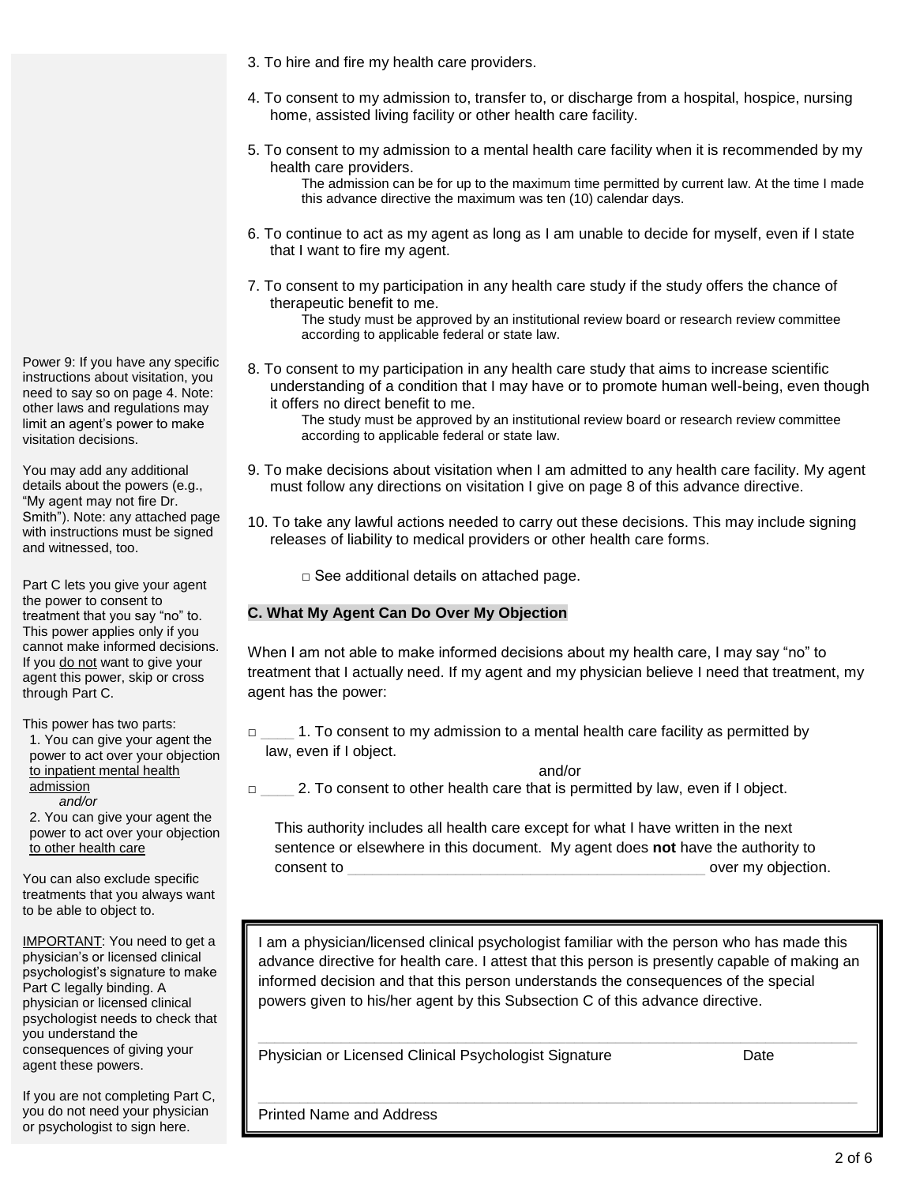3. To hire and fire my health care providers.

4. To consent to my admission to, transfer to, or discharge from a hospital, hospice, nursing home, assisted living facility or other health care facility.

5. To consent to my admission to a mental health care facility when it is recommended by my health care providers.
   The admission can be for up to the maximum time permitted by current law. At the time I made this advance directive the maximum was ten (10) calendar days.

6. To continue to act as my agent as long as I am unable to decide for myself, even if I state that I want to fire my agent.

7. To consent to my participation in any health care study if the study offers the chance of therapeutic benefit to me.
   The study must be approved by an institutional review board or research review committee according to applicable federal or state law.

8. To consent to my participation in any health care study that aims to increase scientific understanding of a condition that I may have or to promote human well-being, even though it offers no direct benefit to me.
   The study must be approved by an institutional review board or research review committee according to applicable federal or state law.

9. To make decisions about visitation when I am admitted to any health care facility. My agent must follow any directions on visitation I give on page 8 of this advance directive.

10. To take any lawful actions needed to carry out these decisions. This may include signing releases of liability to medical providers or other health care forms.

□ See additional details on attached page.

Power 9: If you have any specific instructions about visitation, you need to say so on page 4. Note: other laws and regulations may limit an agent's power to make visitation decisions.

You may add any additional details about the powers (e.g., "My agent may not fire Dr. Smith"). Note: any attached page with instructions must be signed and witnessed, too.

## C. What My Agent Can Do Over My Objection

When I am not able to make informed decisions about my health care, I may say "no" to treatment that I actually need. If my agent and my physician believe I need that treatment, my agent has the power:

□ ____ 1. To consent to my admission to a mental health care facility as permitted by law, even if I object.

and/or

□ ____ 2. To consent to other health care that is permitted by law, even if I object.

This authority includes all health care except for what I have written in the next sentence or elsewhere in this document. My agent does **not** have the authority to consent to ____________________________________________ over my objection.

Part C lets you give your agent the power to consent to treatment that you say "no" to. This power applies only if you cannot make informed decisions. If you do not want to give your agent this power, skip or cross through Part C.

This power has two parts:
1. You can give your agent the power to act over your objection to inpatient mental health admission
   *and/or*
2. You can give your agent the power to act over your objection to other health care

You can also exclude specific treatments that you always want to be able to object to.

I am a physician/licensed clinical psychologist familiar with the person who has made this advance directive for health care. I attest that this person is presently capable of making an informed decision and that this person understands the consequences of the special powers given to his/her agent by this Subsection C of this advance directive.

______________________________________________________________________

Physician or Licensed Clinical Psychologist Signature　　　　　　Date

______________________________________________________________________

Printed Name and Address

IMPORTANT: You need to get a physician's or licensed clinical psychologist's signature to make Part C legally binding. A physician or licensed clinical psychologist needs to check that you understand the consequences of giving your agent these powers.

If you are not completing Part C, you do not need your physician or psychologist to sign here.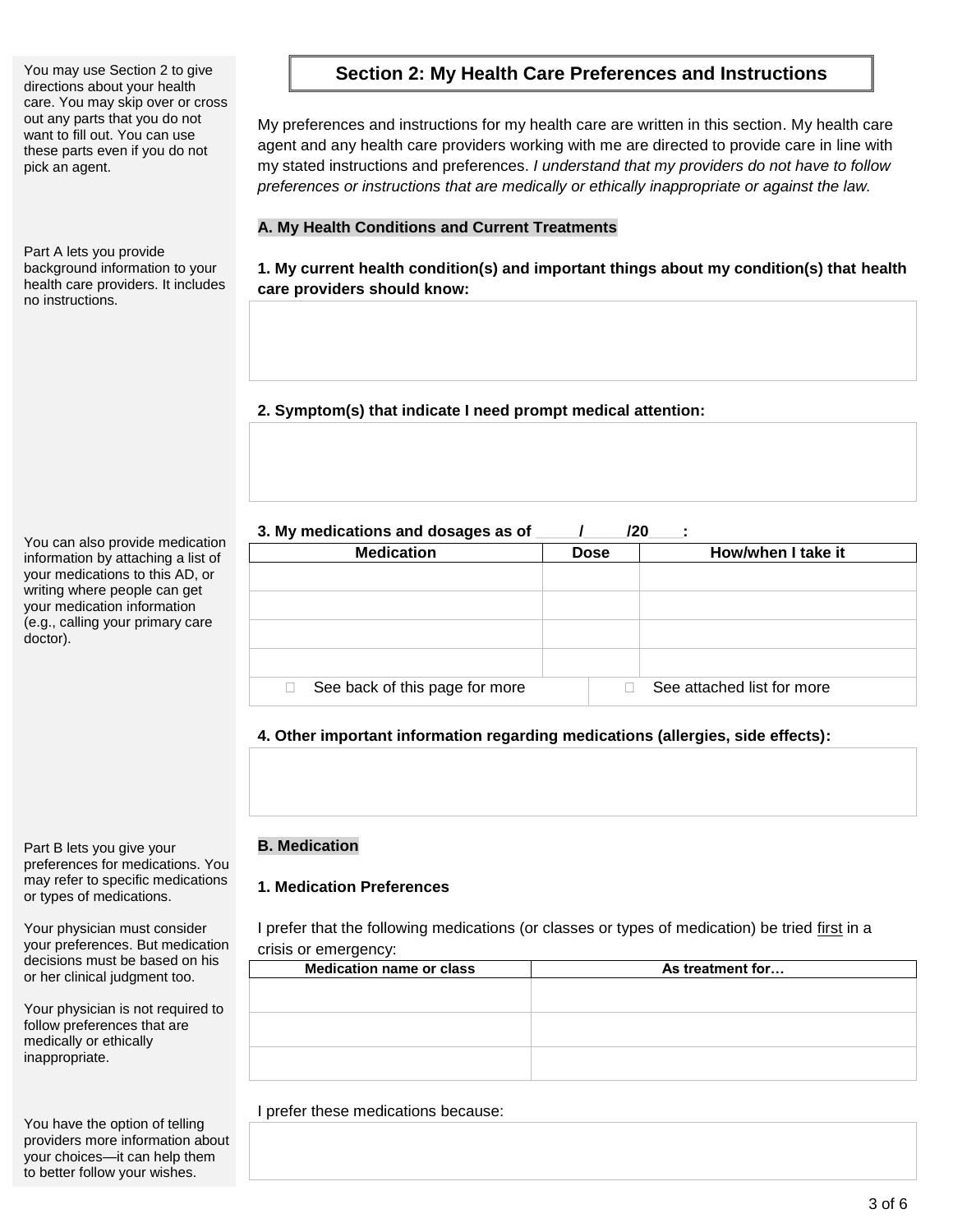## Section 2: My Health Care Preferences and Instructions

You may use Section 2 to give directions about your health care. You may skip over or cross out any parts that you do not want to fill out. You can use these parts even if you do not pick an agent.

My preferences and instructions for my health care are written in this section. My health care agent and any health care providers working with me are directed to provide care in line with my stated instructions and preferences. *I understand that my providers do not have to follow preferences or instructions that are medically or ethically inappropriate or against the law.*

### A. My Health Conditions and Current Treatments

Part A lets you provide background information to your health care providers. It includes no instructions.

**1. My current health condition(s) and important things about my condition(s) that health care providers should know:**

**2. Symptom(s) that indicate I need prompt medical attention:**

**3. My medications and dosages as of \_\_\_\_\_/\_\_\_\_\_/20\_\_\_\_:**

You can also provide medication information by attaching a list of your medications to this AD, or writing where people can get your medication information (e.g., calling your primary care doctor).

| Medication | Dose | How/when I take it |
|---|---|---|
| | | |
| | | |
| | | |
| | | |

☐ See back of this page for more ☐ See attached list for more

**4. Other important information regarding medications (allergies, side effects):**

### B. Medication

Part B lets you give your preferences for medications. You may refer to specific medications or types of medications.

Your physician must consider your preferences. But medication decisions must be based on his or her clinical judgment too.

Your physician is not required to follow preferences that are medically or ethically inappropriate.

**1. Medication Preferences**

I prefer that the following medications (or classes or types of medication) be tried <u>first</u> in a crisis or emergency:

| Medication name or class | As treatment for… |
|---|---|
| | |
| | |
| | |

I prefer these medications because:

You have the option of telling providers more information about your choices—it can help them to better follow your wishes.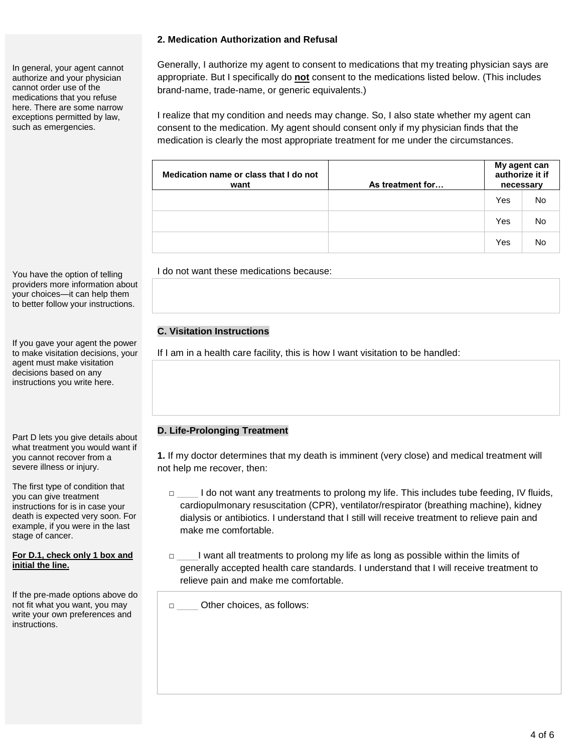### 2. Medication Authorization and Refusal

In general, your agent cannot authorize and your physician cannot order use of the medications that you refuse here. There are some narrow exceptions permitted by law, such as emergencies.

Generally, I authorize my agent to consent to medications that my treating physician says are appropriate. But I specifically do **not** consent to the medications listed below. (This includes brand-name, trade-name, or generic equivalents.)

I realize that my condition and needs may change. So, I also state whether my agent can consent to the medication. My agent should consent only if my physician finds that the medication is clearly the most appropriate treatment for me under the circumstances.

| Medication name or class that I do not want | As treatment for… | My agent can authorize it if necessary | |
|---|---|---|---|
| | | Yes | No |
| | | Yes | No |
| | | Yes | No |

You have the option of telling providers more information about your choices—it can help them to better follow your instructions.

I do not want these medications because:

&nbsp;

## C. Visitation Instructions

If you gave your agent the power to make visitation decisions, your agent must make visitation decisions based on any instructions you write here.

If I am in a health care facility, this is how I want visitation to be handled:

&nbsp;

## D. Life-Prolonging Treatment

Part D lets you give details about what treatment you would want if you cannot recover from a severe illness or injury.

The first type of condition that you can give treatment instructions for is in case your death is expected very soon. For example, if you were in the last stage of cancer.

**For D.1, check only 1 box and initial the line.**

**1.** If my doctor determines that my death is imminent (very close) and medical treatment will not help me recover, then:

- ☐ ____ I do not want any treatments to prolong my life. This includes tube feeding, IV fluids, cardiopulmonary resuscitation (CPR), ventilator/respirator (breathing machine), kidney dialysis or antibiotics. I understand that I still will receive treatment to relieve pain and make me comfortable.
- ☐ ____ I want all treatments to prolong my life as long as possible within the limits of generally accepted health care standards. I understand that I will receive treatment to relieve pain and make me comfortable.

If the pre-made options above do not fit what you want, you may write your own preferences and instructions.

- ☐ ____ Other choices, as follows: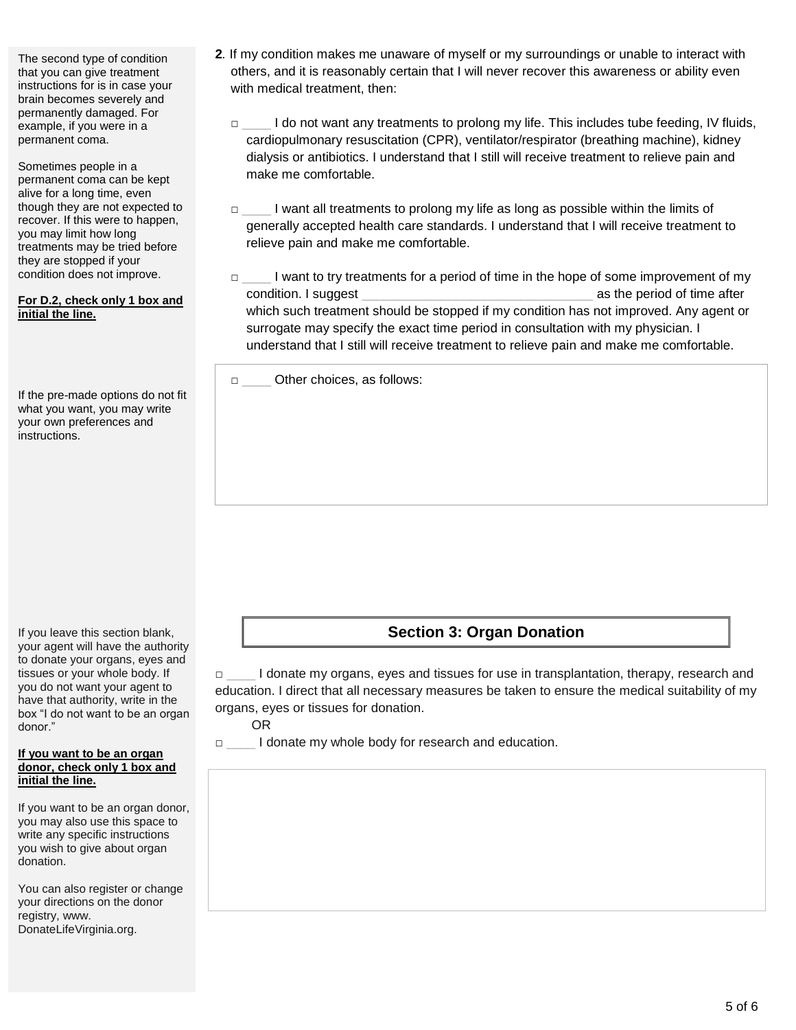The second type of condition that you can give treatment instructions for is in case your brain becomes severely and permanently damaged. For example, if you were in a permanent coma.

Sometimes people in a permanent coma can be kept alive for a long time, even though they are not expected to recover. If this were to happen, you may limit how long treatments may be tried before they are stopped if your condition does not improve.

**For D.2, check only 1 box and initial the line.**

**2**. If my condition makes me unaware of myself or my surroundings or unable to interact with others, and it is reasonably certain that I will never recover this awareness or ability even with medical treatment, then:

□ ____ I do not want any treatments to prolong my life. This includes tube feeding, IV fluids, cardiopulmonary resuscitation (CPR), ventilator/respirator (breathing machine), kidney dialysis or antibiotics. I understand that I still will receive treatment to relieve pain and make me comfortable.

□ ____ I want all treatments to prolong my life as long as possible within the limits of generally accepted health care standards. I understand that I will receive treatment to relieve pain and make me comfortable.

□ ____ I want to try treatments for a period of time in the hope of some improvement of my condition. I suggest ________________________________ as the period of time after which such treatment should be stopped if my condition has not improved. Any agent or surrogate may specify the exact time period in consultation with my physician. I understand that I still will receive treatment to relieve pain and make me comfortable.

If the pre-made options do not fit what you want, you may write your own preferences and instructions.

□ ____ Other choices, as follows:

## Section 3: Organ Donation

If you leave this section blank, your agent will have the authority to donate your organs, eyes and tissues or your whole body. If you do not want your agent to have that authority, write in the box "I do not want to be an organ donor."

**If you want to be an organ donor, check only 1 box and initial the line.**

If you want to be an organ donor, you may also use this space to write any specific instructions you wish to give about organ donation.

You can also register or change your directions on the donor registry, www. DonateLifeVirginia.org.

□ ____ I donate my organs, eyes and tissues for use in transplantation, therapy, research and education. I direct that all necessary measures be taken to ensure the medical suitability of my organs, eyes or tissues for donation.

OR

□ ____ I donate my whole body for research and education.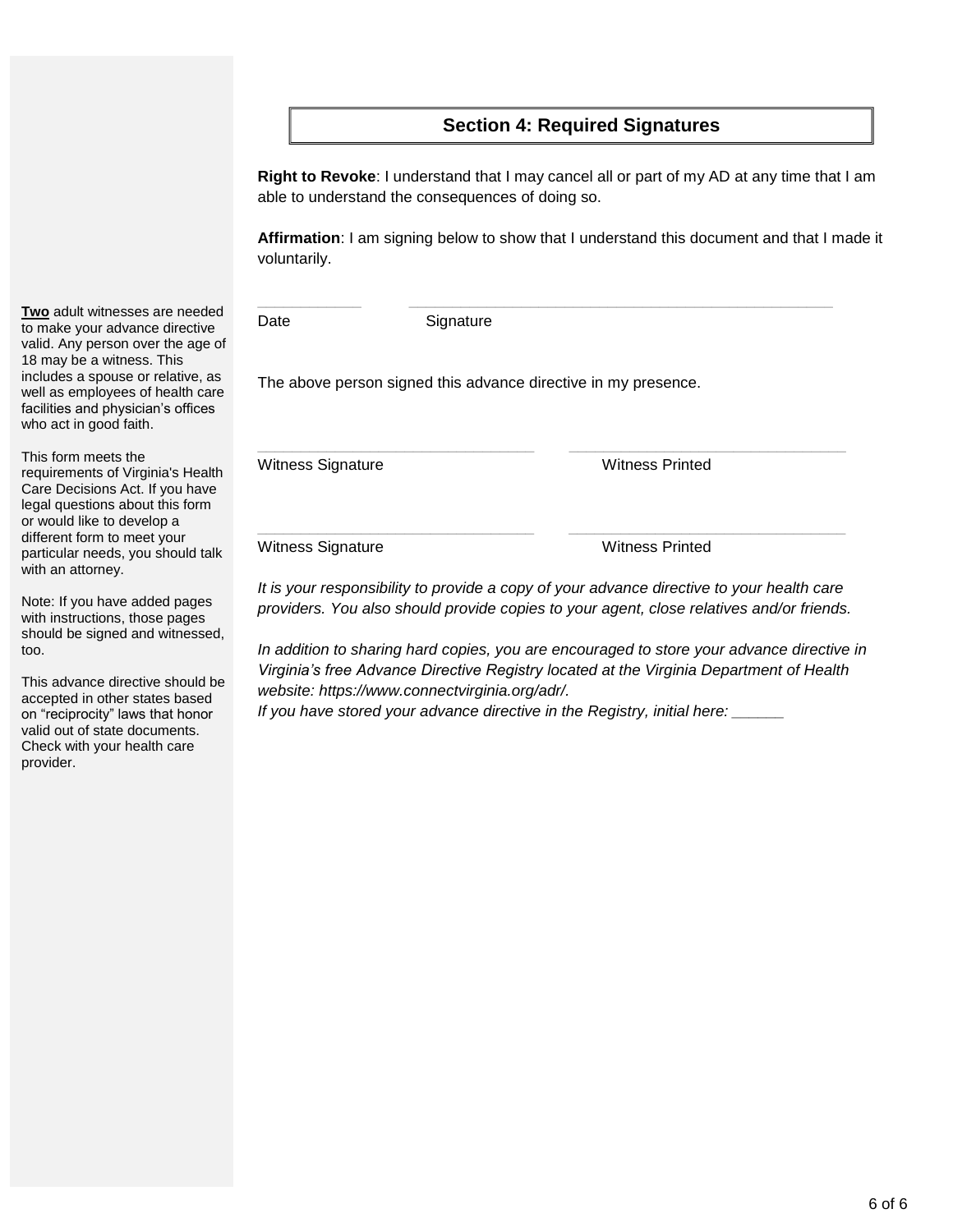## Section 4: Required Signatures

**Right to Revoke**: I understand that I may cancel all or part of my AD at any time that I am able to understand the consequences of doing so.

**Affirmation**: I am signing below to show that I understand this document and that I made it voluntarily.

\_\_\_\_\_\_\_\_\_\_\_\_ \_\_\_\_\_\_\_\_\_\_\_\_\_\_\_\_\_\_\_\_\_\_\_\_\_\_\_\_\_\_\_\_\_\_\_\_\_\_\_\_\_\_\_\_\_\_\_\_

Date Signature

The above person signed this advance directive in my presence.

\_\_\_\_\_\_\_\_\_\_\_\_\_\_\_\_\_\_\_\_\_\_\_\_\_\_\_\_\_\_\_\_ \_\_\_\_\_\_\_\_\_\_\_\_\_\_\_\_\_\_\_\_\_\_\_\_\_\_\_\_\_\_\_\_

Witness Signature Witness Printed

\_\_\_\_\_\_\_\_\_\_\_\_\_\_\_\_\_\_\_\_\_\_\_\_\_\_\_\_\_\_\_\_ \_\_\_\_\_\_\_\_\_\_\_\_\_\_\_\_\_\_\_\_\_\_\_\_\_\_\_\_\_\_\_\_

Witness Signature Witness Printed

*It is your responsibility to provide a copy of your advance directive to your health care providers. You also should provide copies to your agent, close relatives and/or friends.*

*In addition to sharing hard copies, you are encouraged to store your advance directive in Virginia's free Advance Directive Registry located at the Virginia Department of Health website: https://www.connectvirginia.org/adr/.*
*If you have stored your advance directive in the Registry, initial here: \_\_\_\_\_\_*

**Two** adult witnesses are needed to make your advance directive valid. Any person over the age of 18 may be a witness. This includes a spouse or relative, as well as employees of health care facilities and physician's offices who act in good faith.

This form meets the requirements of Virginia's Health Care Decisions Act. If you have legal questions about this form or would like to develop a different form to meet your particular needs, you should talk with an attorney.

Note: If you have added pages with instructions, those pages should be signed and witnessed, too.

This advance directive should be accepted in other states based on "reciprocity" laws that honor valid out of state documents. Check with your health care provider.